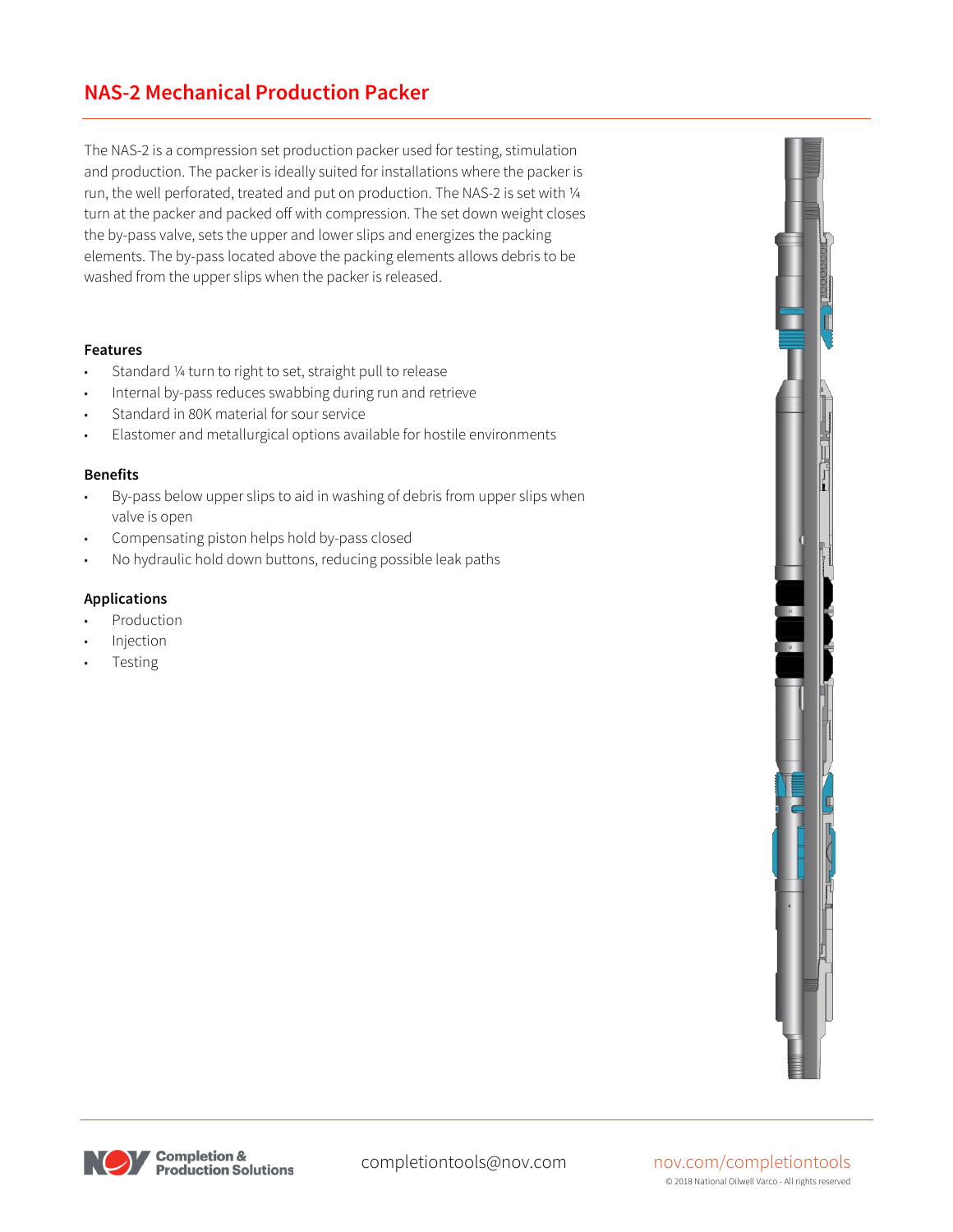# NAS-2 Mechanical Production Packer

The NAS-2 is a compression set production packer used for testing, stimulation and production. The packer is ideally suited for installations where the packer is run, the well perforated, treated and put on production. The NAS-2 is set with ¼ turn at the packer and packed off with compression. The set down weight closes the by-pass valve, sets the upper and lower slips and energizes the packing elements. The by-pass located above the packing elements allows debris to be washed from the upper slips when the packer is released.

### Features

- Standard ¼ turn to right to set, straight pull to release
- Internal by-pass reduces swabbing during run and retrieve
- Standard in 80K material for sour service
- Elastomer and metallurgical options available for hostile environments

### Benefits

- By-pass below upper slips to aid in washing of debris from upper slips when valve is open
- Compensating piston helps hold by-pass closed
- No hydraulic hold down buttons, reducing possible leak paths

### Applications

- Production
- Injection
- Testing

Completion & Production Solutions

completiontools@nov.com

nov.com/completiontools

© 2018 National Oilwell Varco - All rights reserved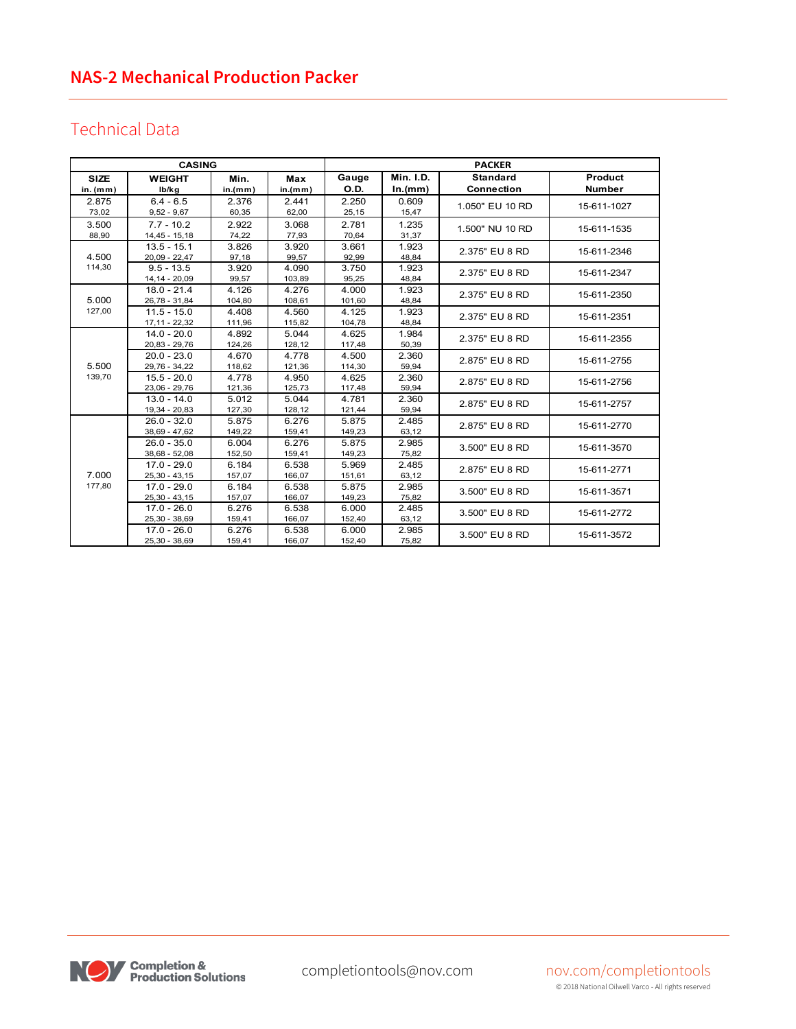# NAS-2 Mechanical Production Packer

## Technical Data

| CASING | | | | PACKER | | | |
|---|---|---|---|---|---|---|---|
| SIZE in. (mm) | WEIGHT lb/kg | Min. in.(mm) | Max in.(mm) | Gauge O.D. | Min. I.D. In.(mm) | Standard Connection | Product Number |
| 2.875 73,02 | 6.4 - 6.5 9,52 - 9,67 | 2.376 60,35 | 2.441 62,00 | 2.250 25,15 | 0.609 15,47 | 1.050" EU 10 RD | 15-611-1027 |
| 3.500 88,90 | 7.7 - 10.2 14,45 - 15,18 | 2.922 74,22 | 3.068 77,93 | 2.781 70,64 | 1.235 31,37 | 1.500" NU 10 RD | 15-611-1535 |
| 4.500 114,30 | 13.5 - 15.1 20,09 - 22,47 | 3.826 97,18 | 3.920 99,57 | 3.661 92,99 | 1.923 48,84 | 2.375" EU 8 RD | 15-611-2346 |
| | 9.5 - 13.5 14,14 - 20,09 | 3.920 99,57 | 4.090 103,89 | 3.750 95,25 | 1.923 48,84 | 2.375" EU 8 RD | 15-611-2347 |
| 5.000 127,00 | 18.0 - 21.4 26,78 - 31,84 | 4.126 104,80 | 4.276 108,61 | 4.000 101,60 | 1.923 48,84 | 2.375" EU 8 RD | 15-611-2350 |
| | 11.5 - 15.0 17,11 - 22,32 | 4.408 111,96 | 4.560 115,82 | 4.125 104,78 | 1.923 48,84 | 2.375" EU 8 RD | 15-611-2351 |
| 5.500 139,70 | 14.0 - 20.0 20,83 - 29,76 | 4.892 124,26 | 5.044 128,12 | 4.625 117,48 | 1.984 50,39 | 2.375" EU 8 RD | 15-611-2355 |
| | 20.0 - 23.0 29,76 - 34,22 | 4.670 118,62 | 4.778 121,36 | 4.500 114,30 | 2.360 59,94 | 2.875" EU 8 RD | 15-611-2755 |
| | 15.5 - 20.0 23,06 - 29,76 | 4.778 121,36 | 4.950 125,73 | 4.625 117,48 | 2.360 59,94 | 2.875" EU 8 RD | 15-611-2756 |
| | 13.0 - 14.0 19,34 - 20,83 | 5.012 127,30 | 5.044 128,12 | 4.781 121,44 | 2.360 59,94 | 2.875" EU 8 RD | 15-611-2757 |
| 7.000 177,80 | 26.0 - 32.0 38,69 - 47,62 | 5.875 149,22 | 6.276 159,41 | 5.875 149,23 | 2.485 63,12 | 2.875" EU 8 RD | 15-611-2770 |
| | 26.0 - 35.0 38,68 - 52,08 | 6.004 152,50 | 6.276 159,41 | 5.875 149,23 | 2.985 75,82 | 3.500" EU 8 RD | 15-611-3570 |
| | 17.0 - 29.0 25,30 - 43,15 | 6.184 157,07 | 6.538 166,07 | 5.969 151,61 | 2.485 63,12 | 2.875" EU 8 RD | 15-611-2771 |
| | 17.0 - 29.0 25,30 - 43,15 | 6.184 157,07 | 6.538 166,07 | 5.875 149,23 | 2.985 75,82 | 3.500" EU 8 RD | 15-611-3571 |
| | 17.0 - 26.0 25,30 - 38,69 | 6.276 159,41 | 6.538 166,07 | 6.000 152,40 | 2.485 63,12 | 3.500" EU 8 RD | 15-611-2772 |
| | 17.0 - 26.0 25,30 - 38,69 | 6.276 159,41 | 6.538 166,07 | 6.000 152,40 | 2.985 75,82 | 3.500" EU 8 RD | 15-611-3572 |

Completion & Production Solutions

completiontools@nov.com

nov.com/completiontools

© 2018 National Oilwell Varco - All rights reserved